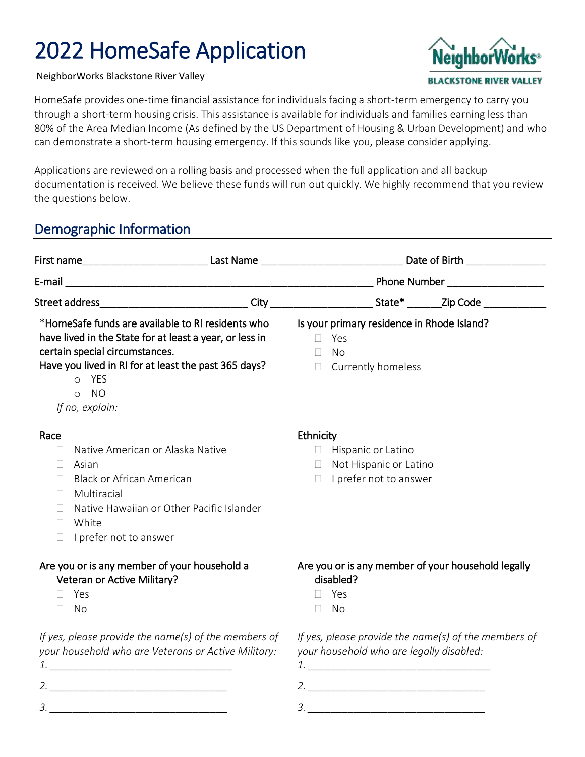# 2022 HomeSafe Application

NeighborWorks Blackstone River Valley

HomeSafe provides one-time financial assistance for individuals facing a short-term emergency to carry you through a short-term housing crisis. This assistance is available for individuals and families earning less than 80% of the Area Median Income (As defined by the US Department of Housing & Urban Development) and who can demonstrate a short-term housing emergency. If this sounds like you, please consider applying.

Applications are reviewed on a rolling basis and processed when the full application and all backup documentation is received. We believe these funds will run out quickly. We highly recommend that you review the questions below.

## Demographic Information

First name______________________ Last Name _________________________ Date of Birth ______________

E-mail _______________________________________________________ Phone Number _________________

Street address__________________________ City __________________ State* ______Zip Code ___________

*HomeSafe funds are available to RI residents who have lived in the State for at least a year, or less in certain special circumstances.
Have you lived in RI for at least the past 365 days?

- YES
- NO

*If no, explain:*

Is your primary residence in Rhode Island?

- ☐ Yes
- ☐ No
- ☐ Currently homeless

Race

- ☐ Native American or Alaska Native
- ☐ Asian
- ☐ Black or African American
- ☐ Multiracial
- ☐ Native Hawaiian or Other Pacific Islander
- ☐ White
- ☐ I prefer not to answer

Ethnicity

- ☐ Hispanic or Latino
- ☐ Not Hispanic or Latino
- ☐ I prefer not to answer

Are you or is any member of your household a Veteran or Active Military?

- ☐ Yes
- ☐ No

*If yes, please provide the name(s) of the members of your household who are Veterans or Active Military:*

*1.* _________________________________

*2.* _________________________________

*3.* _________________________________

Are you or is any member of your household legally disabled?

- ☐ Yes
- ☐ No

*If yes, please provide the name(s) of the members of your household who are legally disabled:*

*1.* _________________________________

*2.* _________________________________

*3.* _________________________________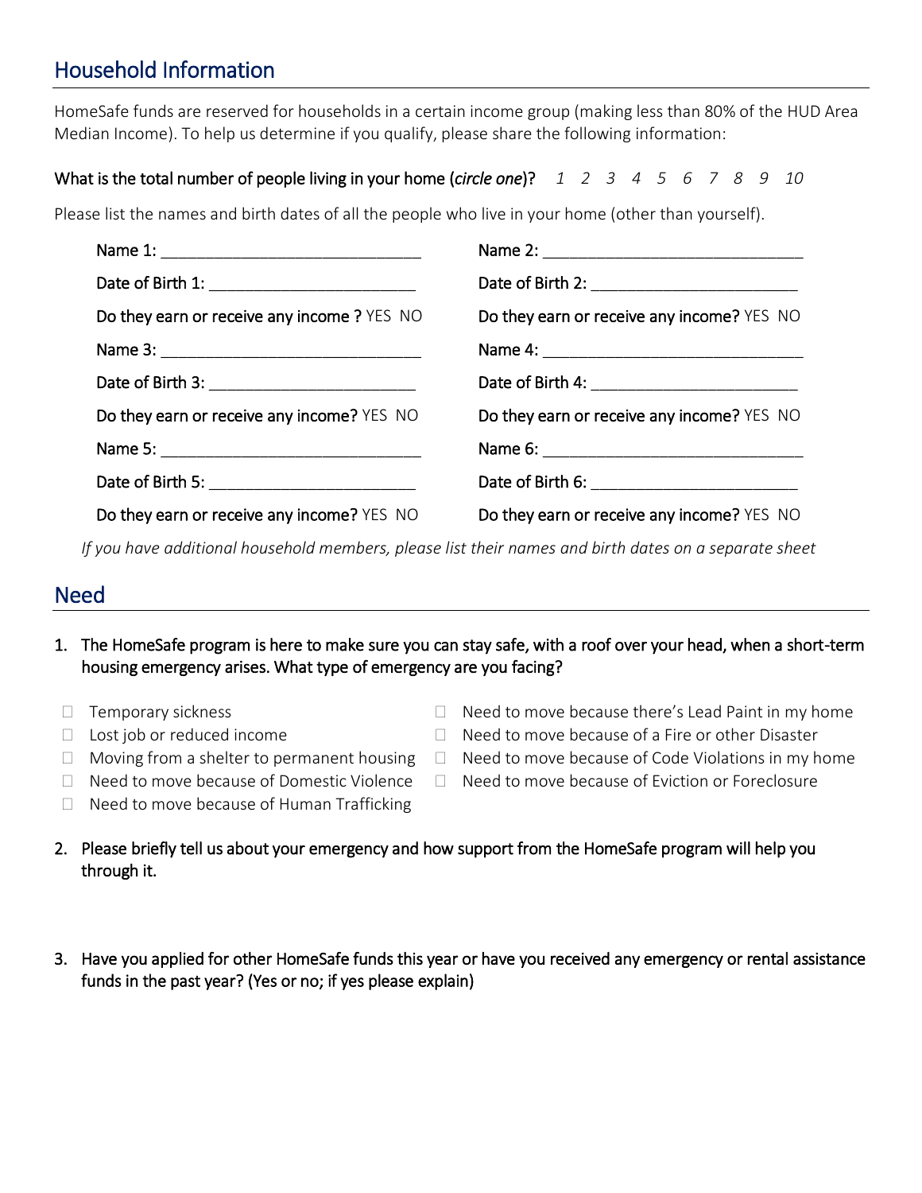## Household Information

HomeSafe funds are reserved for households in a certain income group (making less than 80% of the HUD Area Median Income). To help us determine if you qualify, please share the following information:

**What is the total number of people living in your home (*circle one*)?** *1 2 3 4 5 6 7 8 9 10*

Please list the names and birth dates of all the people who live in your home (other than yourself).

Name 1: ______________________________

Date of Birth 1: ________________________

Do they earn or receive any income ? YES NO

Name 2: ______________________________

Date of Birth 2: ________________________

Do they earn or receive any income? YES NO

Name 3: ______________________________

Date of Birth 3: ________________________

Do they earn or receive any income? YES NO

Name 4: ______________________________

Date of Birth 4: ________________________

Do they earn or receive any income? YES NO

Name 5: ______________________________

Date of Birth 5: ________________________

Do they earn or receive any income? YES NO

Name 6: ______________________________

Date of Birth 6: ________________________

Do they earn or receive any income? YES NO

*If you have additional household members, please list their names and birth dates on a separate sheet*

## Need

1. **The HomeSafe program is here to make sure you can stay safe, with a roof over your head, when a short-term housing emergency arises. What type of emergency are you facing?**

- ☐ Temporary sickness
- ☐ Lost job or reduced income
- ☐ Moving from a shelter to permanent housing
- ☐ Need to move because of Domestic Violence
- ☐ Need to move because of Human Trafficking
- ☐ Need to move because there's Lead Paint in my home
- ☐ Need to move because of a Fire or other Disaster
- ☐ Need to move because of Code Violations in my home
- ☐ Need to move because of Eviction or Foreclosure

2. **Please briefly tell us about your emergency and how support from the HomeSafe program will help you through it.**

3. **Have you applied for other HomeSafe funds this year or have you received any emergency or rental assistance funds in the past year? (Yes or no; if yes please explain)**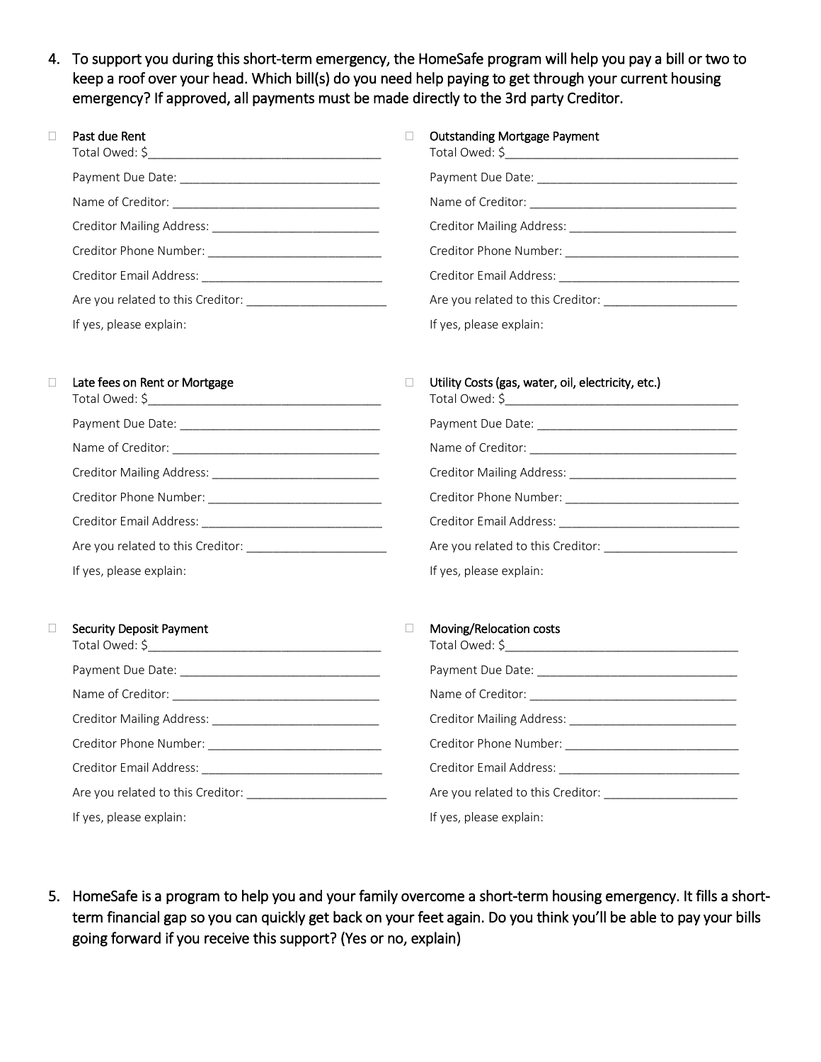4. To support you during this short-term emergency, the HomeSafe program will help you pay a bill or two to keep a roof over your head. Which bill(s) do you need help paying to get through your current housing emergency? If approved, all payments must be made directly to the 3rd party Creditor.

☐ Past due Rent
Total Owed: $___________________________________
Payment Due Date: ______________________________
Name of Creditor: _______________________________
Creditor Mailing Address: _________________________
Creditor Phone Number: __________________________
Creditor Email Address: ___________________________
Are you related to this Creditor: _____________________
If yes, please explain:

☐ Outstanding Mortgage Payment
Total Owed: $___________________________________
Payment Due Date: ______________________________
Name of Creditor: _______________________________
Creditor Mailing Address: _________________________
Creditor Phone Number: __________________________
Creditor Email Address: ___________________________
Are you related to this Creditor: ____________________
If yes, please explain:

☐ Late fees on Rent or Mortgage
Total Owed: $___________________________________
Payment Due Date: ______________________________
Name of Creditor: _______________________________
Creditor Mailing Address: _________________________
Creditor Phone Number: __________________________
Creditor Email Address: ___________________________
Are you related to this Creditor: _____________________
If yes, please explain:

☐ Utility Costs (gas, water, oil, electricity, etc.)
Total Owed: $___________________________________
Payment Due Date: ______________________________
Name of Creditor: _______________________________
Creditor Mailing Address: _________________________
Creditor Phone Number: __________________________
Creditor Email Address: ___________________________
Are you related to this Creditor: ____________________
If yes, please explain:

☐ Security Deposit Payment
Total Owed: $___________________________________
Payment Due Date: ______________________________
Name of Creditor: _______________________________
Creditor Mailing Address: _________________________
Creditor Phone Number: __________________________
Creditor Email Address: ___________________________
Are you related to this Creditor: _____________________
If yes, please explain:

☐ Moving/Relocation costs
Total Owed: $___________________________________
Payment Due Date: ______________________________
Name of Creditor: _______________________________
Creditor Mailing Address: _________________________
Creditor Phone Number: __________________________
Creditor Email Address: ___________________________
Are you related to this Creditor: ____________________
If yes, please explain:

5. HomeSafe is a program to help you and your family overcome a short-term housing emergency. It fills a short-term financial gap so you can quickly get back on your feet again. Do you think you'll be able to pay your bills going forward if you receive this support? (Yes or no, explain)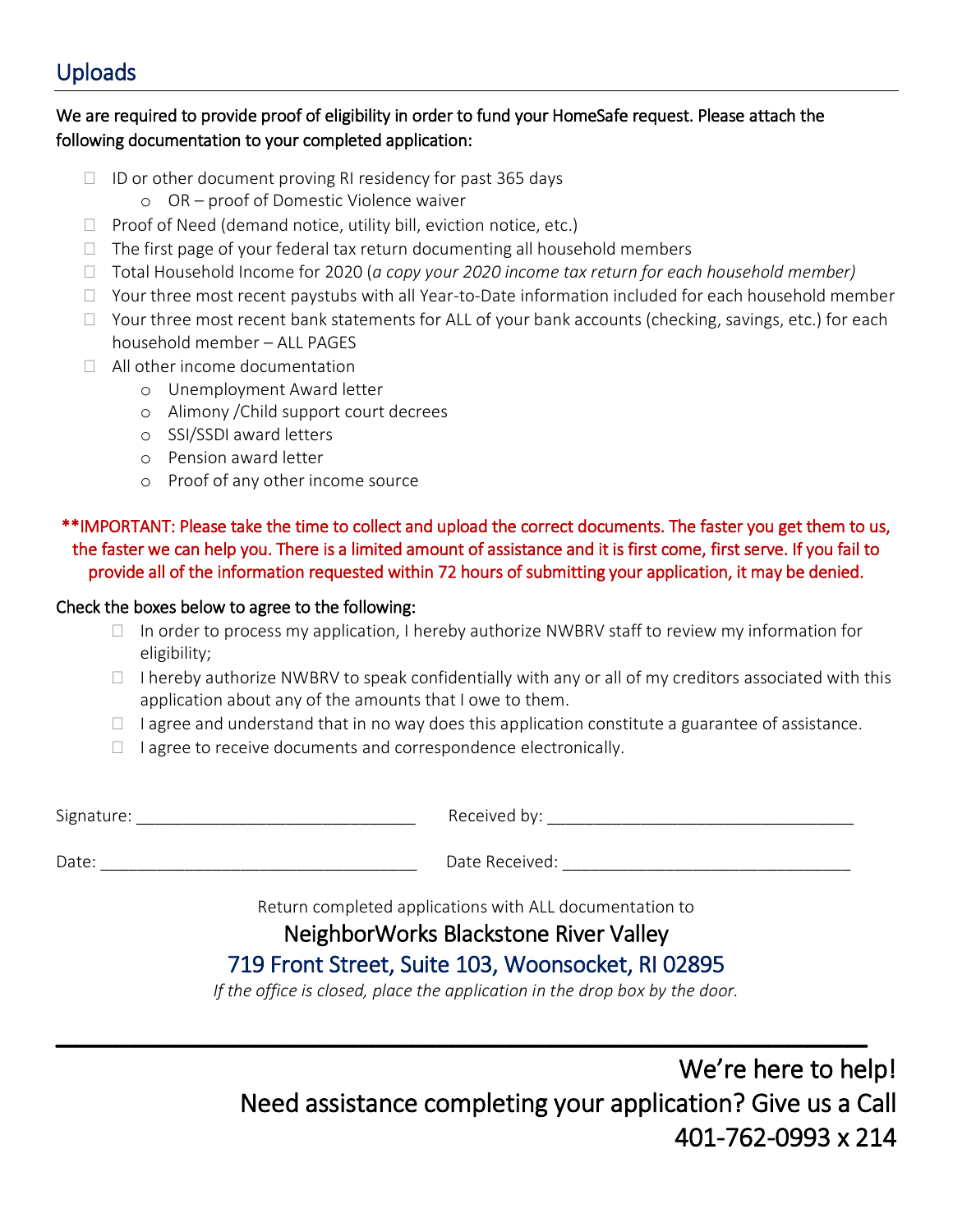## Uploads

We are required to provide proof of eligibility in order to fund your HomeSafe request. Please attach the following documentation to your completed application:

- ☐ ID or other document proving RI residency for past 365 days
  - OR – proof of Domestic Violence waiver
- ☐ Proof of Need (demand notice, utility bill, eviction notice, etc.)
- ☐ The first page of your federal tax return documenting all household members
- ☐ Total Household Income for 2020 (*a copy your 2020 income tax return for each household member)*
- ☐ Your three most recent paystubs with all Year-to-Date information included for each household member
- ☐ Your three most recent bank statements for ALL of your bank accounts (checking, savings, etc.) for each household member – ALL PAGES
- ☐ All other income documentation
  - Unemployment Award letter
  - Alimony /Child support court decrees
  - SSI/SSDI award letters
  - Pension award letter
  - Proof of any other income source

**\*\*IMPORTANT: Please take the time to collect and upload the correct documents. The faster you get them to us, the faster we can help you. There is a limited amount of assistance and it is first come, first serve. If you fail to provide all of the information requested within 72 hours of submitting your application, it may be denied.**

Check the boxes below to agree to the following:

- ☐ In order to process my application, I hereby authorize NWBRV staff to review my information for eligibility;
- ☐ I hereby authorize NWBRV to speak confidentially with any or all of my creditors associated with this application about any of the amounts that I owe to them.
- ☐ I agree and understand that in no way does this application constitute a guarantee of assistance.
- ☐ I agree to receive documents and correspondence electronically.

Signature: ______________________________ Received by: ______________________________

Date: ______________________________ Date Received: ______________________________

Return completed applications with ALL documentation to

NeighborWorks Blackstone River Valley

719 Front Street, Suite 103, Woonsocket, RI 02895

*If the office is closed, place the application in the drop box by the door.*

---

We're here to help!

Need assistance completing your application? Give us a Call

401-762-0993 x 214